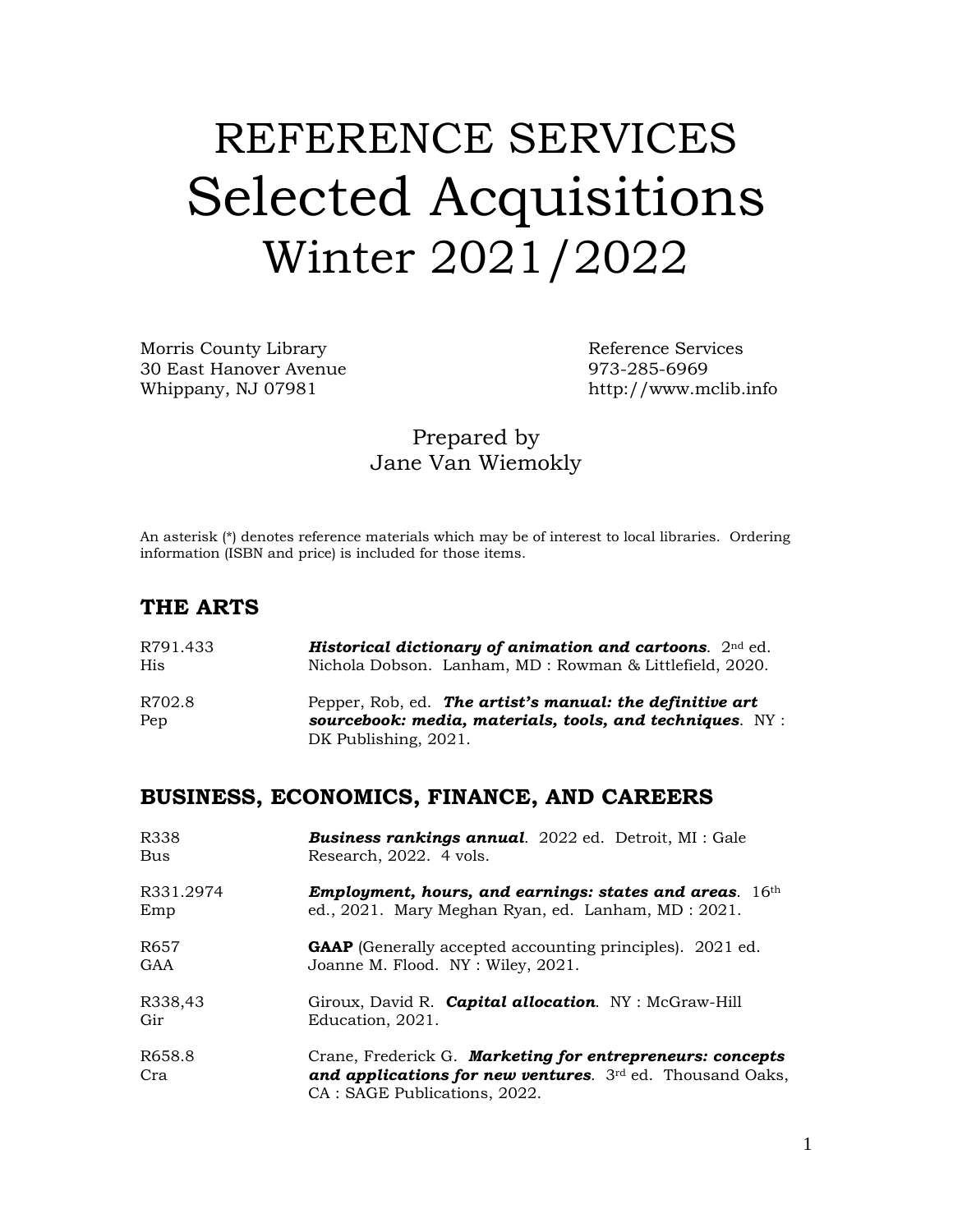# REFERENCE SERVICES
# Selected Acquisitions
# Winter 2021/2022

Morris County Library
30 East Hanover Avenue
Whippany, NJ 07981

Reference Services
973-285-6969
http://www.mclib.info

Prepared by
Jane Van Wiemokly

An asterisk (*) denotes reference materials which may be of interest to local libraries. Ordering information (ISBN and price) is included for those items.

## THE ARTS

| | |
|---|---|
| R791.433 His | ***Historical dictionary of animation and cartoons***. 2nd ed. Nichola Dobson. Lanham, MD : Rowman & Littlefield, 2020. |
| R702.8 Pep | Pepper, Rob, ed. ***The artist's manual: the definitive art sourcebook: media, materials, tools, and techniques***. NY : DK Publishing, 2021. |

## BUSINESS, ECONOMICS, FINANCE, AND CAREERS

| | |
|---|---|
| R338 Bus | ***Business rankings annual***. 2022 ed. Detroit, MI : Gale Research, 2022. 4 vols. |
| R331.2974 Emp | ***Employment, hours, and earnings: states and areas***. 16th ed., 2021. Mary Meghan Ryan, ed. Lanham, MD : 2021. |
| R657 GAA | **GAAP** (Generally accepted accounting principles). 2021 ed. Joanne M. Flood. NY : Wiley, 2021. |
| R338,43 Gir | Giroux, David R. ***Capital allocation***. NY : McGraw-Hill Education, 2021. |
| R658.8 Cra | Crane, Frederick G. ***Marketing for entrepreneurs: concepts and applications for new ventures***. 3rd ed. Thousand Oaks, CA : SAGE Publications, 2022. |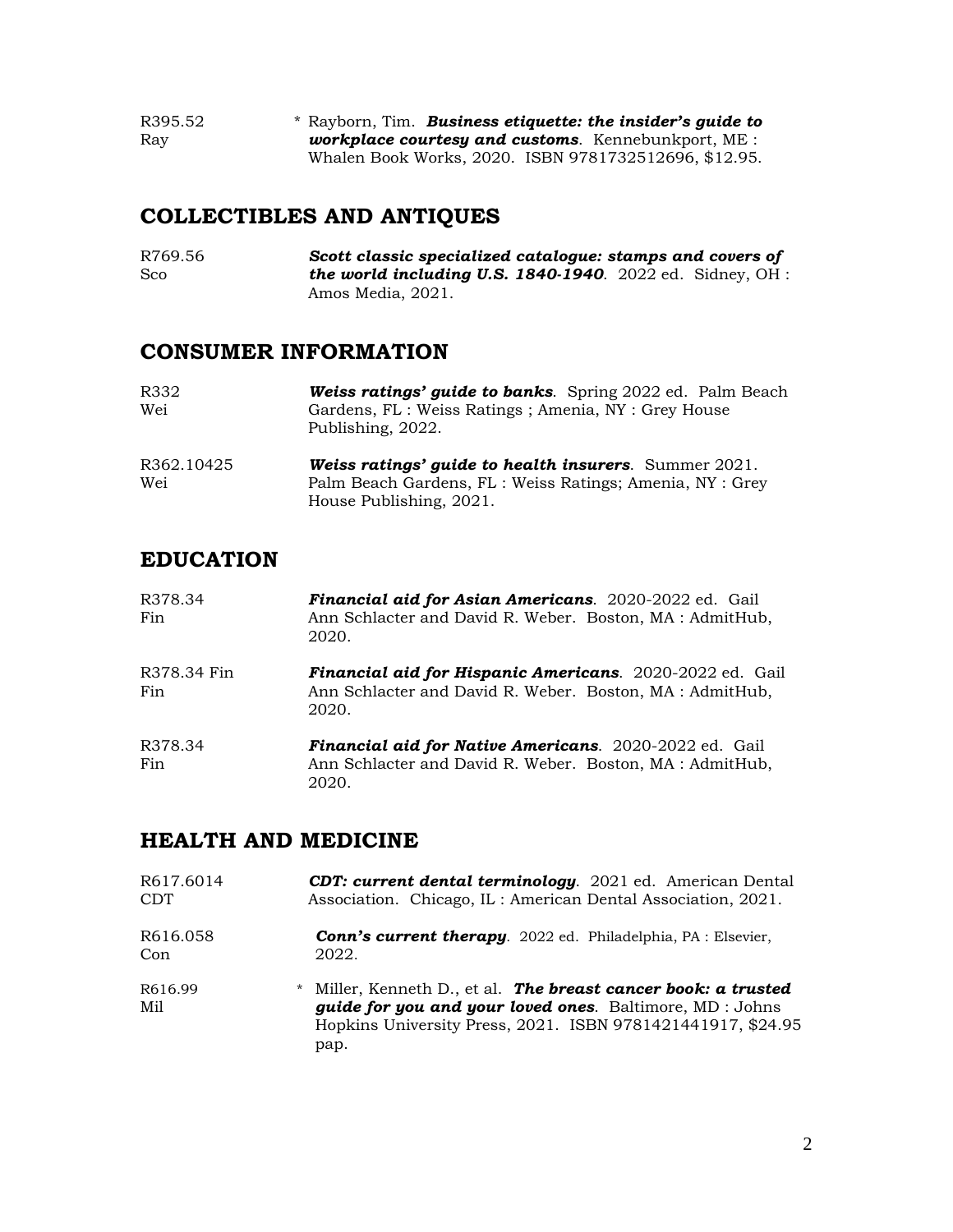R395.52
Ray

\* Rayborn, Tim. ***Business etiquette: the insider's guide to workplace courtesy and customs***. Kennebunkport, ME : Whalen Book Works, 2020. ISBN 9781732512696, $12.95.

## COLLECTIBLES AND ANTIQUES

R769.56
Sco

***Scott classic specialized catalogue: stamps and covers of the world including U.S. 1840-1940***. 2022 ed. Sidney, OH : Amos Media, 2021.

## CONSUMER INFORMATION

R332
Wei

***Weiss ratings' guide to banks***. Spring 2022 ed. Palm Beach Gardens, FL : Weiss Ratings ; Amenia, NY : Grey House Publishing, 2022.

R362.10425
Wei

***Weiss ratings' guide to health insurers***. Summer 2021. Palm Beach Gardens, FL : Weiss Ratings; Amenia, NY : Grey House Publishing, 2021.

## EDUCATION

R378.34
Fin

***Financial aid for Asian Americans***. 2020-2022 ed. Gail Ann Schlacter and David R. Weber. Boston, MA : AdmitHub, 2020.

R378.34 Fin
Fin

***Financial aid for Hispanic Americans***. 2020-2022 ed. Gail Ann Schlacter and David R. Weber. Boston, MA : AdmitHub, 2020.

R378.34
Fin

***Financial aid for Native Americans***. 2020-2022 ed. Gail Ann Schlacter and David R. Weber. Boston, MA : AdmitHub, 2020.

## HEALTH AND MEDICINE

R617.6014
CDT

***CDT: current dental terminology***. 2021 ed. American Dental Association. Chicago, IL : American Dental Association, 2021.

R616.058
Con

***Conn's current therapy***. 2022 ed. Philadelphia, PA : Elsevier, 2022.

R616.99
Mil

\* Miller, Kenneth D., et al. ***The breast cancer book: a trusted guide for you and your loved ones***. Baltimore, MD : Johns Hopkins University Press, 2021. ISBN 9781421441917, $24.95 pap.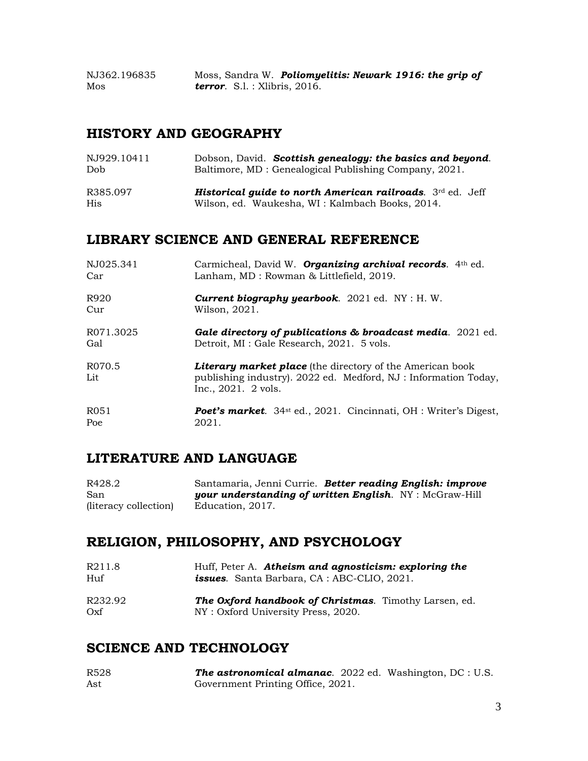| | |
|---|---|
| NJ362.196835 Mos | Moss, Sandra W. ***Poliomyelitis: Newark 1916: the grip of terror***. S.l. : Xlibris, 2016. |

## HISTORY AND GEOGRAPHY

| | |
|---|---|
| NJ929.10411 Dob | Dobson, David. ***Scottish genealogy: the basics and beyond***. Baltimore, MD : Genealogical Publishing Company, 2021. |
| R385.097 His | ***Historical guide to north American railroads***. 3rd ed. Jeff Wilson, ed. Waukesha, WI : Kalmbach Books, 2014. |

## LIBRARY SCIENCE AND GENERAL REFERENCE

| | |
|---|---|
| NJ025.341 Car | Carmicheal, David W. ***Organizing archival records***. 4th ed. Lanham, MD : Rowman & Littlefield, 2019. |
| R920 Cur | ***Current biography yearbook***. 2021 ed. NY : H. W. Wilson, 2021. |
| R071.3025 Gal | ***Gale directory of publications & broadcast media***. 2021 ed. Detroit, MI : Gale Research, 2021. 5 vols. |
| R070.5 Lit | ***Literary market place*** (the directory of the American book publishing industry). 2022 ed. Medford, NJ : Information Today, Inc., 2021. 2 vols. |
| R051 Poe | ***Poet's market***. 34st ed., 2021. Cincinnati, OH : Writer's Digest, 2021. |

## LITERATURE AND LANGUAGE

| | |
|---|---|
| R428.2 San (literacy collection) | Santamaria, Jenni Currie. ***Better reading English: improve your understanding of written English***. NY : McGraw-Hill Education, 2017. |

## RELIGION, PHILOSOPHY, AND PSYCHOLOGY

| | |
|---|---|
| R211.8 Huf | Huff, Peter A. ***Atheism and agnosticism: exploring the issues***. Santa Barbara, CA : ABC-CLIO, 2021. |
| R232.92 Oxf | ***The Oxford handbook of Christmas***. Timothy Larsen, ed. NY : Oxford University Press, 2020. |

## SCIENCE AND TECHNOLOGY

| | |
|---|---|
| R528 Ast | ***The astronomical almanac***. 2022 ed. Washington, DC : U.S. Government Printing Office, 2021. |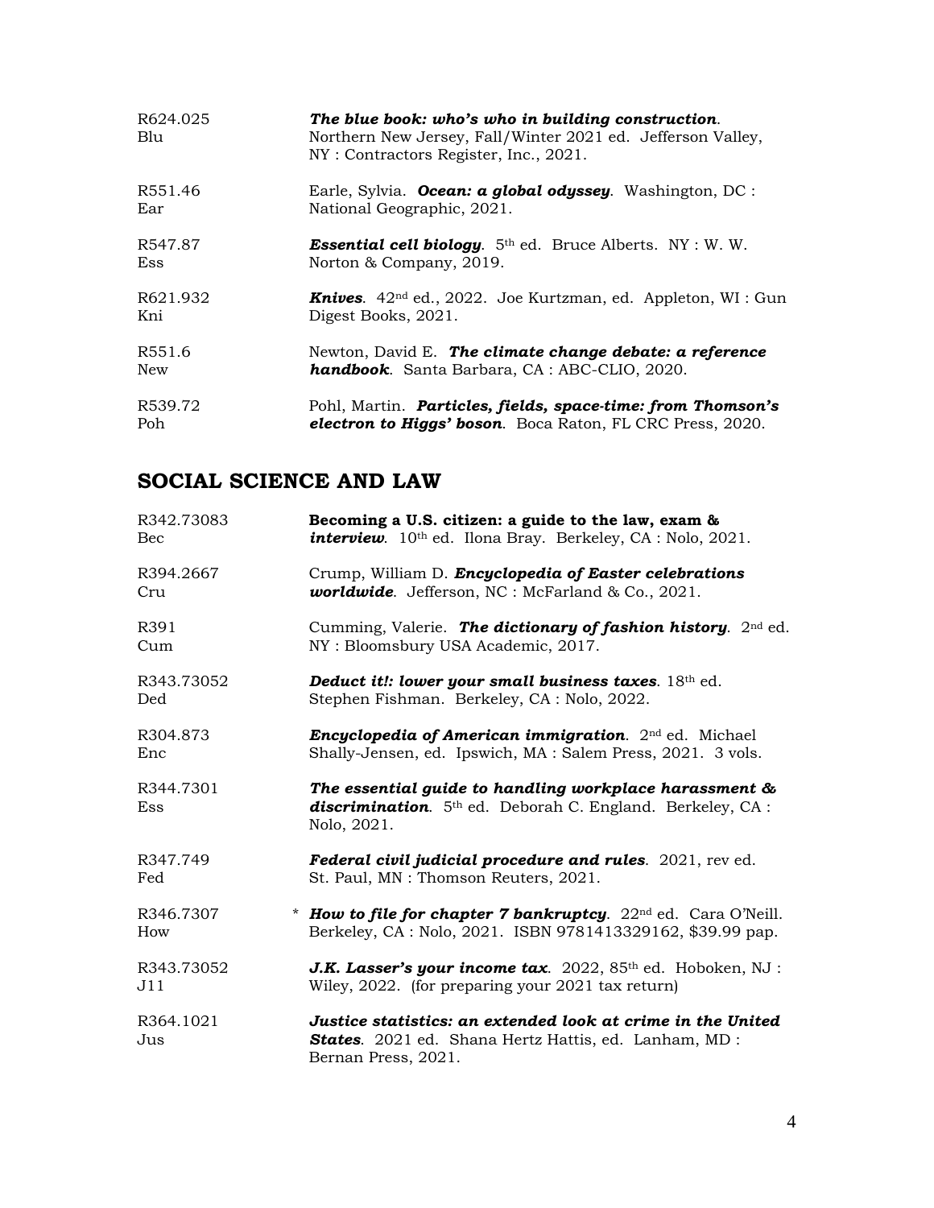| | |
|---|---|
| R624.025 Blu | ***The blue book: who's who in building construction***. Northern New Jersey, Fall/Winter 2021 ed. Jefferson Valley, NY : Contractors Register, Inc., 2021. |
| R551.46 Ear | Earle, Sylvia. ***Ocean: a global odyssey***. Washington, DC : National Geographic, 2021. |
| R547.87 Ess | ***Essential cell biology***. 5th ed. Bruce Alberts. NY : W. W. Norton & Company, 2019. |
| R621.932 Kni | ***Knives***. 42nd ed., 2022. Joe Kurtzman, ed. Appleton, WI : Gun Digest Books, 2021. |
| R551.6 New | Newton, David E. ***The climate change debate: a reference handbook***. Santa Barbara, CA : ABC-CLIO, 2020. |
| R539.72 Poh | Pohl, Martin. ***Particles, fields, space-time: from Thomson's electron to Higgs' boson***. Boca Raton, FL CRC Press, 2020. |

## SOCIAL SCIENCE AND LAW

| | |
|---|---|
| R342.73083 Bec | **Becoming a U.S. citizen: a guide to the law, exam & *interview***. 10th ed. Ilona Bray. Berkeley, CA : Nolo, 2021. |
| R394.2667 Cru | Crump, William D. ***Encyclopedia of Easter celebrations worldwide***. Jefferson, NC : McFarland & Co., 2021. |
| R391 Cum | Cumming, Valerie. ***The dictionary of fashion history***. 2nd ed. NY : Bloomsbury USA Academic, 2017. |
| R343.73052 Ded | ***Deduct it!: lower your small business taxes***. 18th ed. Stephen Fishman. Berkeley, CA : Nolo, 2022. |
| R304.873 Enc | ***Encyclopedia of American immigration***. 2nd ed. Michael Shally-Jensen, ed. Ipswich, MA : Salem Press, 2021. 3 vols. |
| R344.7301 Ess | ***The essential guide to handling workplace harassment & discrimination***. 5th ed. Deborah C. England. Berkeley, CA : Nolo, 2021. |
| R347.749 Fed | ***Federal civil judicial procedure and rules***. 2021, rev ed. St. Paul, MN : Thomson Reuters, 2021. |
| R346.7307 How | * ***How to file for chapter 7 bankruptcy***. 22nd ed. Cara O'Neill. Berkeley, CA : Nolo, 2021. ISBN 9781413329162, $39.99 pap. |
| R343.73052 J11 | ***J.K. Lasser's your income tax***. 2022, 85th ed. Hoboken, NJ : Wiley, 2022. (for preparing your 2021 tax return) |
| R364.1021 Jus | ***Justice statistics: an extended look at crime in the United States***. 2021 ed. Shana Hertz Hattis, ed. Lanham, MD : Bernan Press, 2021. |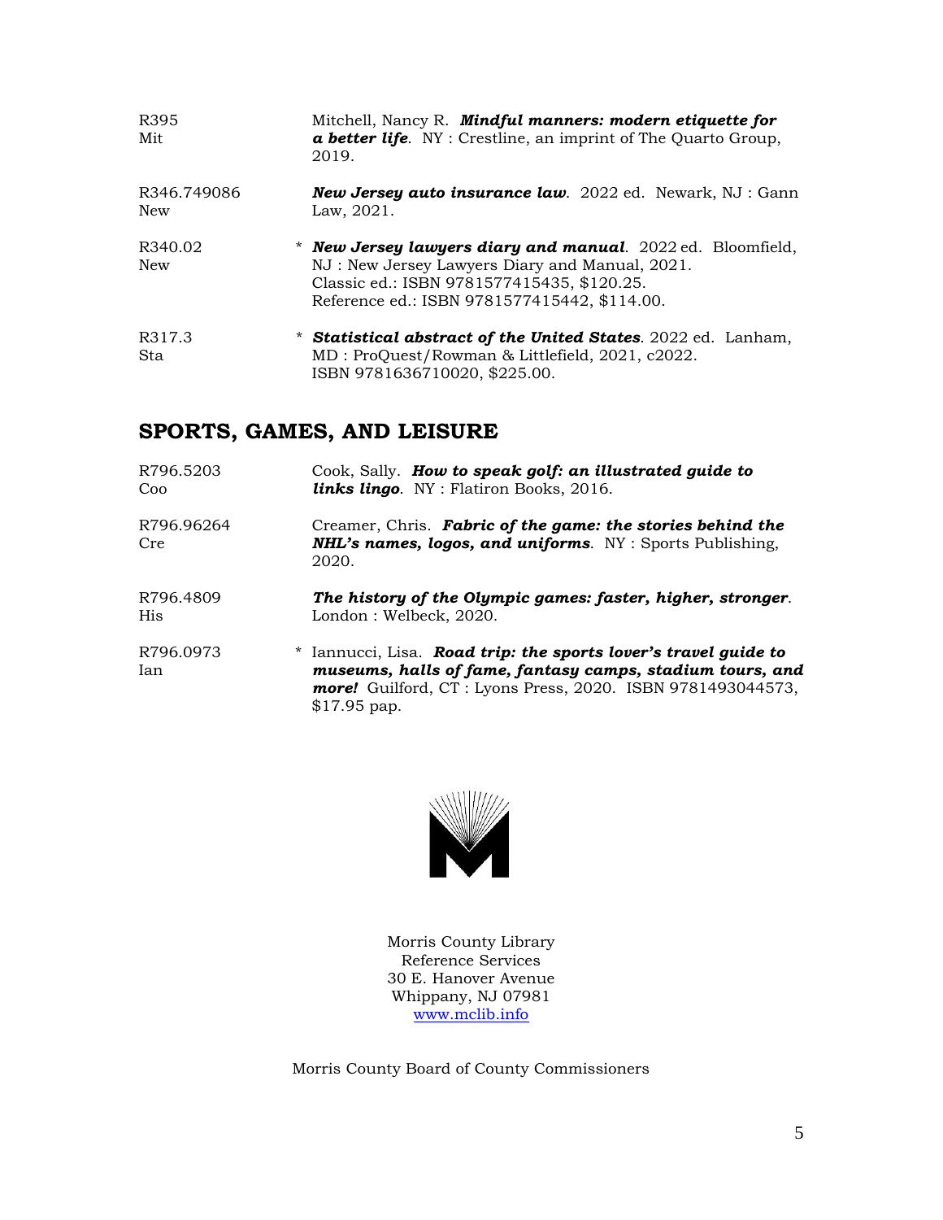| | |
|---|---|
| R395 Mit | Mitchell, Nancy R. ***Mindful manners: modern etiquette for a better life***. NY : Crestline, an imprint of The Quarto Group, 2019. |
| R346.749086 New | ***New Jersey auto insurance law***. 2022 ed. Newark, NJ : Gann Law, 2021. |
| R340.02 New | * ***New Jersey lawyers diary and manual***. 2022 ed. Bloomfield, NJ : New Jersey Lawyers Diary and Manual, 2021. Classic ed.: ISBN 9781577415435, $120.25. Reference ed.: ISBN 9781577415442, $114.00. |
| R317.3 Sta | * ***Statistical abstract of the United States***. 2022 ed. Lanham, MD : ProQuest/Rowman & Littlefield, 2021, c2022. ISBN 9781636710020, $225.00. |

## SPORTS, GAMES, AND LEISURE

| | |
|---|---|
| R796.5203 Coo | Cook, Sally. ***How to speak golf: an illustrated guide to links lingo***. NY : Flatiron Books, 2016. |
| R796.96264 Cre | Creamer, Chris. ***Fabric of the game: the stories behind the NHL's names, logos, and uniforms***. NY : Sports Publishing, 2020. |
| R796.4809 His | ***The history of the Olympic games: faster, higher, stronger***. London : Welbeck, 2020. |
| R796.0973 Ian | * Iannucci, Lisa. ***Road trip: the sports lover's travel guide to museums, halls of fame, fantasy camps, stadium tours, and more!*** Guilford, CT : Lyons Press, 2020. ISBN 9781493044573, $17.95 pap. |

Morris County Library
Reference Services
30 E. Hanover Avenue
Whippany, NJ 07981
www.mclib.info

Morris County Board of County Commissioners